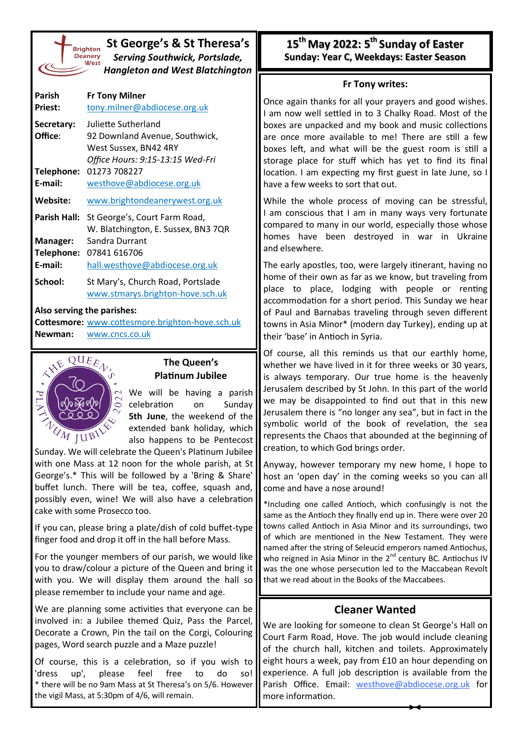# St George's & St Theresa's

***Serving Southwick, Portslade, Hangleton and West Blatchington***

| | |
|---|---|
| **Parish Priest:** | **Fr Tony Milner** tony.milner@abdiocese.org.uk |
| **Secretary:** | Juliette Sutherland |
| **Office:** | 92 Downland Avenue, Southwick, West Sussex, BN42 4RY *Office Hours: 9:15-13:15 Wed-Fri* |
| **Telephone:** | 01273 708227 |
| **E-mail:** | westhove@abdiocese.org.uk |
| **Website:** | www.brightondeanerywest.org.uk |
| **Parish Hall:** | St George's, Court Farm Road, W. Blatchington, E. Sussex, BN3 7QR |
| **Manager:** | Sandra Durrant |
| **Telephone:** | 07841 616706 |
| **E-mail:** | hall.westhove@abdiocese.org.uk |
| **School:** | St Mary's, Church Road, Portslade www.stmarys.brighton-hove.sch.uk |

**Also serving the parishes:**

**Cottesmore:** www.cottesmore.brighton-hove.sch.uk

**Newman:** www.cncs.co.uk

## The Queen's Platinum Jubilee

We will be having a parish celebration on Sunday **5th June**, the weekend of the extended bank holiday, which also happens to be Pentecost Sunday. We will celebrate the Queen's Platinum Jubilee with one Mass at 12 noon for the whole parish, at St George's.* This will be followed by a 'Bring & Share' buffet lunch. There will be tea, coffee, squash and, possibly even, wine! We will also have a celebration cake with some Prosecco too.

If you can, please bring a plate/dish of cold buffet-type finger food and drop it off in the hall before Mass.

For the younger members of our parish, we would like you to draw/colour a picture of the Queen and bring it with you. We will display them around the hall so please remember to include your name and age.

We are planning some activities that everyone can be involved in: a Jubilee themed Quiz, Pass the Parcel, Decorate a Crown, Pin the tail on the Corgi, Colouring pages, Word search puzzle and a Maze puzzle!

Of course, this is a celebration, so if you wish to 'dress up', please feel free to do so!

\* there will be no 9am Mass at St Theresa's on 5/6. However the vigil Mass, at 5:30pm of 4/6, will remain.

# 15th May 2022: 5th Sunday of Easter

**Sunday: Year C, Weekdays: Easter Season**

## Fr Tony writes:

Once again thanks for all your prayers and good wishes. I am now well settled in to 3 Chalky Road. Most of the boxes are unpacked and my book and music collections are once more available to me! There are still a few boxes left, and what will be the guest room is still a storage place for stuff which has yet to find its final location. I am expecting my first guest in late June, so I have a few weeks to sort that out.

While the whole process of moving can be stressful, I am conscious that I am in many ways very fortunate compared to many in our world, especially those whose homes have been destroyed in war in Ukraine and elsewhere.

The early apostles, too, were largely itinerant, having no home of their own as far as we know, but traveling from place to place, lodging with people or renting accommodation for a short period. This Sunday we hear of Paul and Barnabas traveling through seven different towns in Asia Minor* (modern day Turkey), ending up at their 'base' in Antioch in Syria.

Of course, all this reminds us that our earthly home, whether we have lived in it for three weeks or 30 years, is always temporary. Our true home is the heavenly Jerusalem described by St John. In this part of the world we may be disappointed to find out that in this new Jerusalem there is "no longer any sea", but in fact in the symbolic world of the book of revelation, the sea represents the Chaos that abounded at the beginning of creation, to which God brings order.

Anyway, however temporary my new home, I hope to host an 'open day' in the coming weeks so you can all come and have a nose around!

\*Including one called Antioch, which confusingly is not the same as the Antioch they finally end up in. There were over 20 towns called Antioch in Asia Minor and its surroundings, two of which are mentioned in the New Testament. They were named after the string of Seleucid emperors named Antiochus, who reigned in Asia Minor in the 2nd century BC. Antiochus IV was the one whose persecution led to the Maccabean Revolt that we read about in the Books of the Maccabees.

## Cleaner Wanted

We are looking for someone to clean St George's Hall on Court Farm Road, Hove. The job would include cleaning of the church hall, kitchen and toilets. Approximately eight hours a week, pay from £10 an hour depending on experience. A full job description is available from the Parish Office. Email: westhove@abdiocese.org.uk for more information.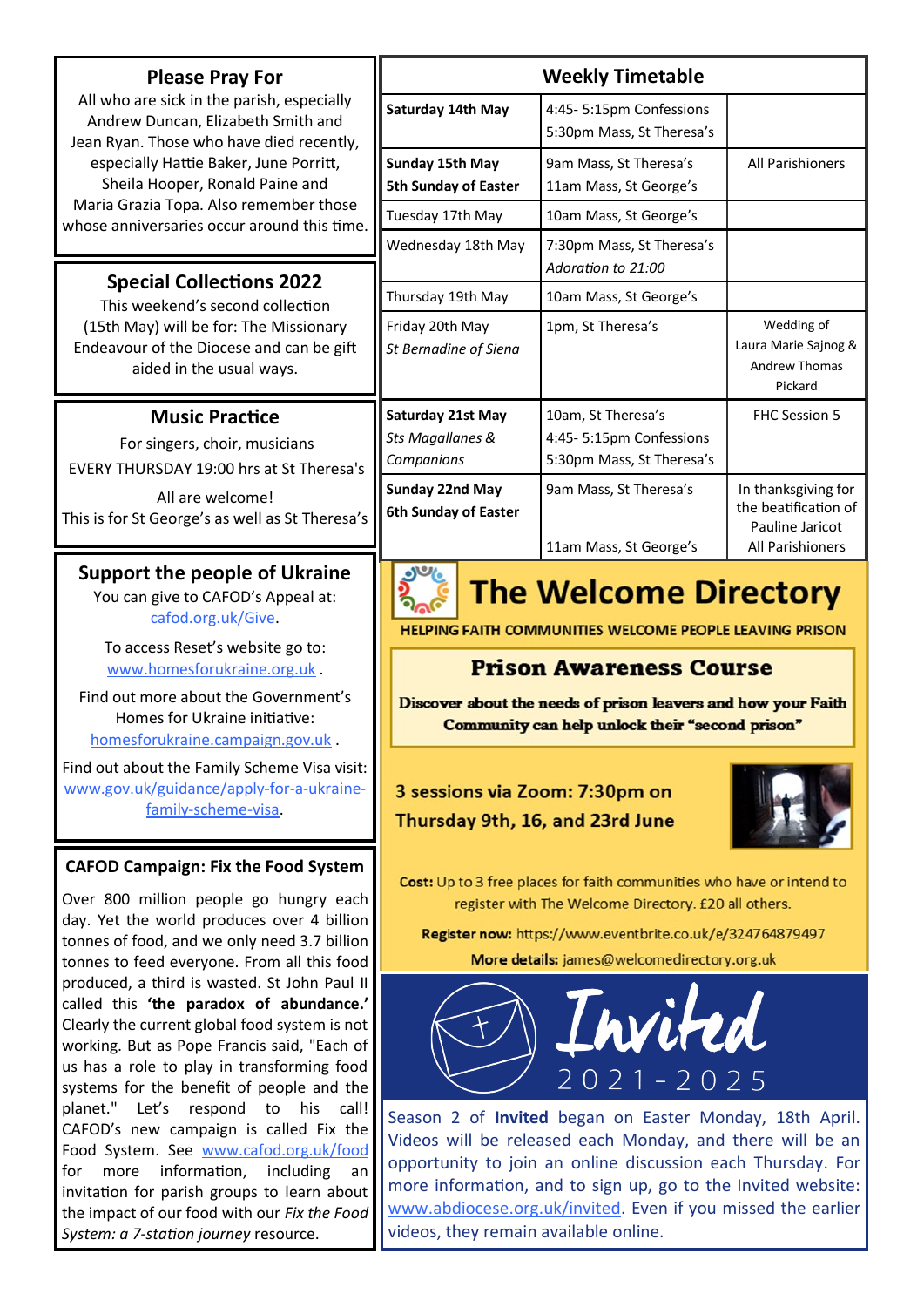## Please Pray For

All who are sick in the parish, especially Andrew Duncan, Elizabeth Smith and Jean Ryan. Those who have died recently, especially Hattie Baker, June Porritt, Sheila Hooper, Ronald Paine and Maria Grazia Topa. Also remember those whose anniversaries occur around this time.

## Special Collections 2022

This weekend's second collection (15th May) will be for: The Missionary Endeavour of the Diocese and can be gift aided in the usual ways.

## Music Practice

For singers, choir, musicians

EVERY THURSDAY 19:00 hrs at St Theresa's

All are welcome!

This is for St George's as well as St Theresa's

## Support the people of Ukraine

You can give to CAFOD's Appeal at: cafod.org.uk/Give.

To access Reset's website go to: www.homesforukraine.org.uk .

Find out more about the Government's Homes for Ukraine initiative: homesforukraine.campaign.gov.uk .

Find out about the Family Scheme Visa visit: www.gov.uk/guidance/apply-for-a-ukraine-family-scheme-visa.

## CAFOD Campaign: Fix the Food System

Over 800 million people go hungry each day. Yet the world produces over 4 billion tonnes of food, and we only need 3.7 billion tonnes to feed everyone. From all this food produced, a third is wasted. St John Paul II called this **'the paradox of abundance.'** Clearly the current global food system is not working. But as Pope Francis said, "Each of us has a role to play in transforming food systems for the benefit of people and the planet." Let's respond to his call! CAFOD's new campaign is called Fix the Food System. See www.cafod.org.uk/food for more information, including an invitation for parish groups to learn about the impact of our food with our *Fix the Food System: a 7-station journey* resource.

## Weekly Timetable

| | | |
|---|---|---|
| **Saturday 14th May** | 4:45- 5:15pm Confessions<br>5:30pm Mass, St Theresa's | |
| **Sunday 15th May**<br>**5th Sunday of Easter** | 9am Mass, St Theresa's<br>11am Mass, St George's | All Parishioners |
| Tuesday 17th May | 10am Mass, St George's | |
| Wednesday 18th May | 7:30pm Mass, St Theresa's<br>*Adoration to 21:00* | |
| Thursday 19th May | 10am Mass, St George's | |
| Friday 20th May<br>*St Bernadine of Siena* | 1pm, St Theresa's | Wedding of Laura Marie Sajnog & Andrew Thomas Pickard |
| **Saturday 21st May**<br>*Sts Magallanes & Companions* | 10am, St Theresa's<br>4:45- 5:15pm Confessions<br>5:30pm Mass, St Theresa's | FHC Session 5 |
| **Sunday 22nd May**<br>**6th Sunday of Easter** | 9am Mass, St Theresa's<br>11am Mass, St George's | In thanksgiving for the beatification of Pauline Jaricot<br>All Parishioners |

## The Welcome Directory

**HELPING FAITH COMMUNITIES WELCOME PEOPLE LEAVING PRISON**

### Prison Awareness Course

**Discover about the needs of prison leavers and how your Faith Community can help unlock their "second prison"**

**3 sessions via Zoom: 7:30pm on Thursday 9th, 16, and 23rd June**

**Cost:** Up to 3 free places for faith communities who have or intend to register with The Welcome Directory. £20 all others.

**Register now:** https://www.eventbrite.co.uk/e/324764879497

**More details:** james@welcomedirectory.org.uk

## Invited

2021 - 2025

Season 2 of **Invited** began on Easter Monday, 18th April. Videos will be released each Monday, and there will be an opportunity to join an online discussion each Thursday. For more information, and to sign up, go to the Invited website: www.abdiocese.org.uk/invited. Even if you missed the earlier videos, they remain available online.